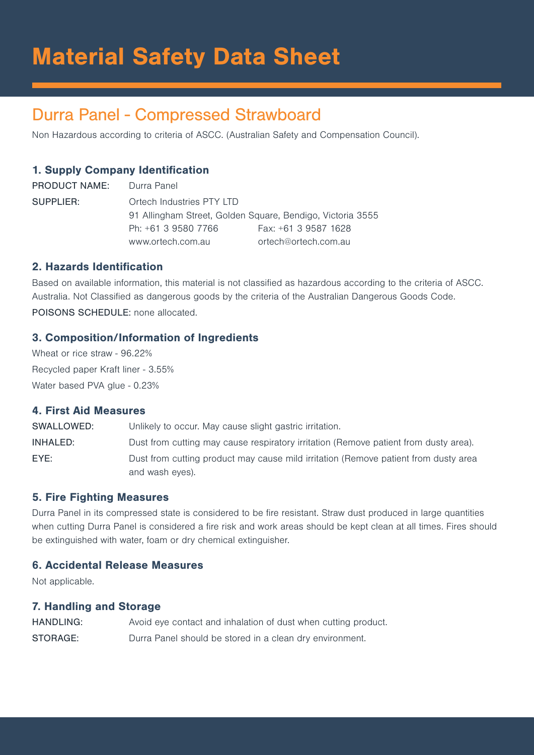# Material Safety Data Sheet

## Durra Panel - Compressed Strawboard

Non Hazardous according to criteria of ASCC. (Australian Safety and Compensation Council).

### 1. Supply Company Identification

PRODUCT NAME: Durra Panel

SUPPLIER: Ortech Industries PTY LTD
91 Allingham Street, Golden Square, Bendigo, Victoria 3555
Ph: +61 3 9580 7766 Fax: +61 3 9587 1628
www.ortech.com.au ortech@ortech.com.au

### 2. Hazards Identification

Based on available information, this material is not classified as hazardous according to the criteria of ASCC. Australia. Not Classified as dangerous goods by the criteria of the Australian Dangerous Goods Code.

POISONS SCHEDULE: none allocated.

### 3. Composition/Information of Ingredients

Wheat or rice straw - 96.22%

Recycled paper Kraft liner - 3.55%

Water based PVA glue - 0.23%

### 4. First Aid Measures

SWALLOWED: Unlikely to occur. May cause slight gastric irritation.

INHALED: Dust from cutting may cause respiratory irritation (Remove patient from dusty area).

EYE: Dust from cutting product may cause mild irritation (Remove patient from dusty area and wash eyes).

### 5. Fire Fighting Measures

Durra Panel in its compressed state is considered to be fire resistant. Straw dust produced in large quantities when cutting Durra Panel is considered a fire risk and work areas should be kept clean at all times. Fires should be extinguished with water, foam or dry chemical extinguisher.

### 6. Accidental Release Measures

Not applicable.

### 7. Handling and Storage

HANDLING: Avoid eye contact and inhalation of dust when cutting product.

STORAGE: Durra Panel should be stored in a clean dry environment.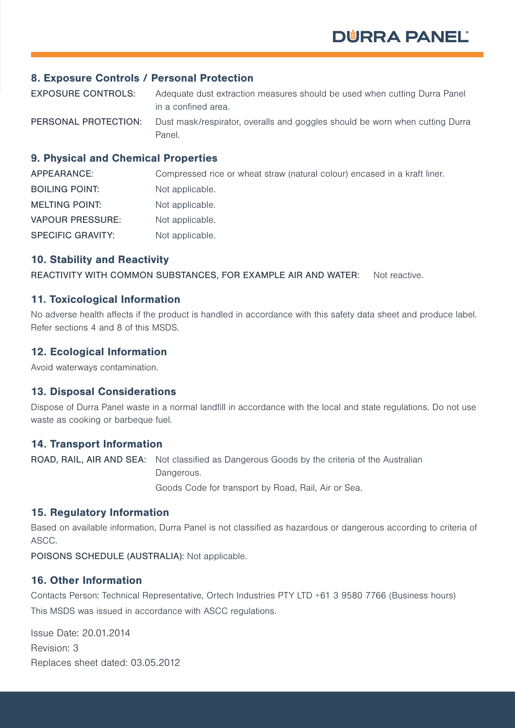## 8. Exposure Controls / Personal Protection

| | |
|---|---|
| EXPOSURE CONTROLS: | Adequate dust extraction measures should be used when cutting Durra Panel in a confined area. |
| PERSONAL PROTECTION: | Dust mask/respirator, overalls and goggles should be worn when cutting Durra Panel. |

## 9. Physical and Chemical Properties

| | |
|---|---|
| APPEARANCE: | Compressed rice or wheat straw (natural colour) encased in a kraft liner. |
| BOILING POINT: | Not applicable. |
| MELTING POINT: | Not applicable. |
| VAPOUR PRESSURE: | Not applicable. |
| SPECIFIC GRAVITY: | Not applicable. |

## 10. Stability and Reactivity

REACTIVITY WITH COMMON SUBSTANCES, FOR EXAMPLE AIR AND WATER: Not reactive.

## 11. Toxicological Information

No adverse health affects if the product is handled in accordance with this safety data sheet and produce label. Refer sections 4 and 8 of this MSDS.

## 12. Ecological Information

Avoid waterways contamination.

## 13. Disposal Considerations

Dispose of Durra Panel waste in a normal landfill in accordance with the local and state regulations. Do not use waste as cooking or barbeque fuel.

## 14. Transport Information

ROAD, RAIL, AIR AND SEA: Not classified as Dangerous Goods by the criteria of the Australian Dangerous.

Goods Code for transport by Road, Rail, Air or Sea.

## 15. Regulatory Information

Based on available information, Durra Panel is not classified as hazardous or dangerous according to criteria of ASCC.

POISONS SCHEDULE (AUSTRALIA): Not applicable.

## 16. Other Information

Contacts Person: Technical Representative, Ortech Industries PTY LTD +61 3 9580 7766 (Business hours)

This MSDS was issued in accordance with ASCC regulations.

Issue Date: 20.01.2014
Revision: 3
Replaces sheet dated: 03.05.2012